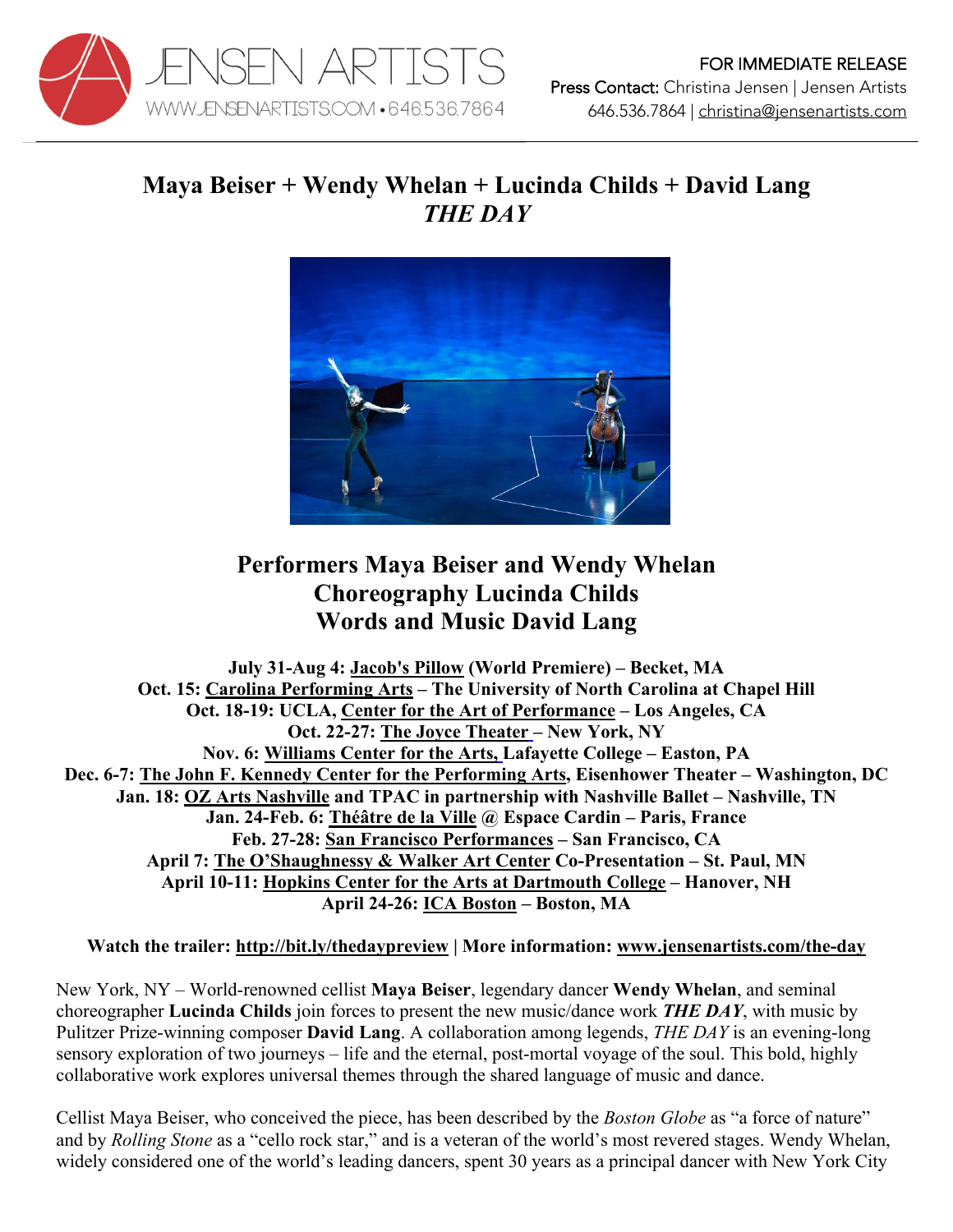JENSEN ARTISTS
WWW.JENSENARTISTS.COM • 646.536.7864

FOR IMMEDIATE RELEASE
Press Contact: Christina Jensen | Jensen Artists
646.536.7864 | christina@jensenartists.com

# Maya Beiser + Wendy Whelan + Lucinda Childs + David Lang
# *THE DAY*

## Performers Maya Beiser and Wendy Whelan
## Choreography Lucinda Childs
## Words and Music David Lang

**July 31-Aug 4: Jacob's Pillow (World Premiere) – Becket, MA**
**Oct. 15: Carolina Performing Arts – The University of North Carolina at Chapel Hill**
**Oct. 18-19: UCLA, Center for the Art of Performance – Los Angeles, CA**
**Oct. 22-27: The Joyce Theater – New York, NY**
**Nov. 6: Williams Center for the Arts, Lafayette College – Easton, PA**
**Dec. 6-7: The John F. Kennedy Center for the Performing Arts, Eisenhower Theater – Washington, DC**
**Jan. 18: OZ Arts Nashville and TPAC in partnership with Nashville Ballet – Nashville, TN**
**Jan. 24-Feb. 6: Théâtre de la Ville @ Espace Cardin – Paris, France**
**Feb. 27-28: San Francisco Performances – San Francisco, CA**
**April 7: The O'Shaughnessy & Walker Art Center Co-Presentation – St. Paul, MN**
**April 10-11: Hopkins Center for the Arts at Dartmouth College – Hanover, NH**
**April 24-26: ICA Boston – Boston, MA**

**Watch the trailer: http://bit.ly/thedaypreview | More information: www.jensenartists.com/the-day**

New York, NY – World-renowned cellist **Maya Beiser**, legendary dancer **Wendy Whelan**, and seminal choreographer **Lucinda Childs** join forces to present the new music/dance work ***THE DAY***, with music by Pulitzer Prize-winning composer **David Lang**. A collaboration among legends, *THE DAY* is an evening-long sensory exploration of two journeys – life and the eternal, post-mortal voyage of the soul. This bold, highly collaborative work explores universal themes through the shared language of music and dance.

Cellist Maya Beiser, who conceived the piece, has been described by the *Boston Globe* as "a force of nature" and by *Rolling Stone* as a "cello rock star," and is a veteran of the world's most revered stages. Wendy Whelan, widely considered one of the world's leading dancers, spent 30 years as a principal dancer with New York City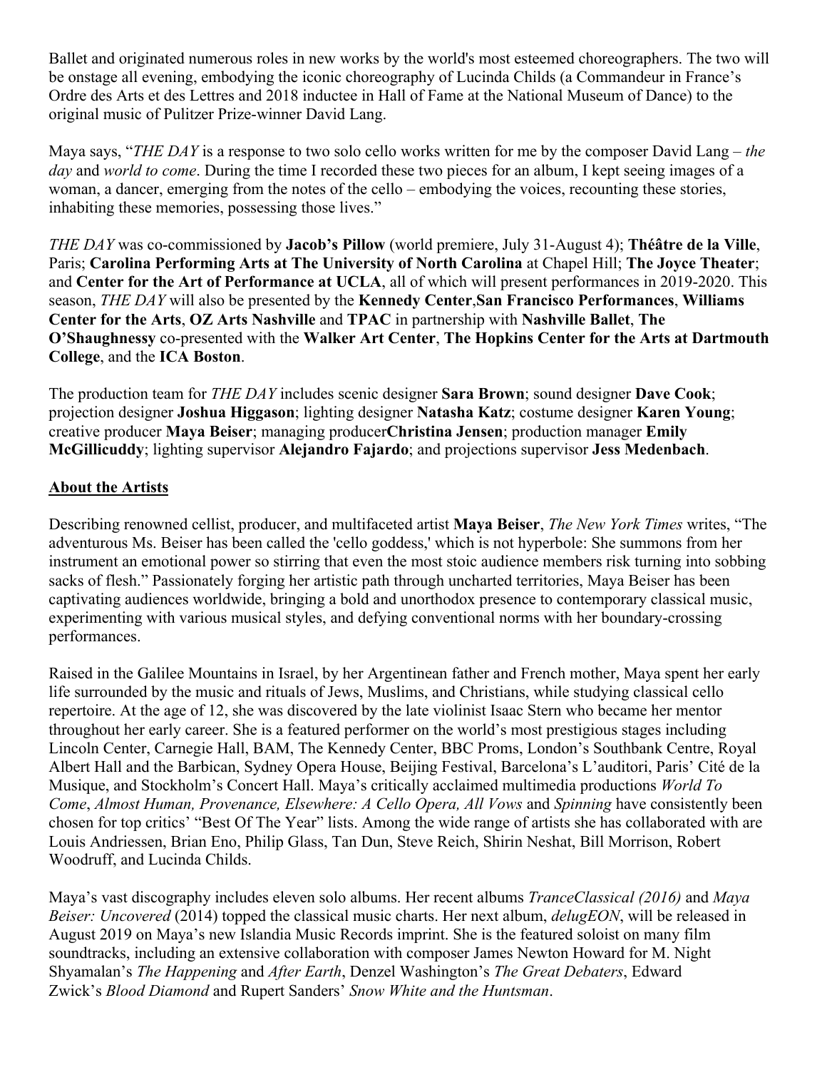Ballet and originated numerous roles in new works by the world's most esteemed choreographers. The two will be onstage all evening, embodying the iconic choreography of Lucinda Childs (a Commandeur in France's Ordre des Arts et des Lettres and 2018 inductee in Hall of Fame at the National Museum of Dance) to the original music of Pulitzer Prize-winner David Lang.

Maya says, "*THE DAY* is a response to two solo cello works written for me by the composer David Lang – *the day* and *world to come*. During the time I recorded these two pieces for an album, I kept seeing images of a woman, a dancer, emerging from the notes of the cello – embodying the voices, recounting these stories, inhabiting these memories, possessing those lives."

*THE DAY* was co-commissioned by **Jacob's Pillow** (world premiere, July 31-August 4); **Théâtre de la Ville**, Paris; **Carolina Performing Arts at The University of North Carolina** at Chapel Hill; **The Joyce Theater**; and **Center for the Art of Performance at UCLA**, all of which will present performances in 2019-2020. This season, *THE DAY* will also be presented by the **Kennedy Center**,**San Francisco Performances**, **Williams Center for the Arts**, **OZ Arts Nashville** and **TPAC** in partnership with **Nashville Ballet**, **The O'Shaughnessy** co-presented with the **Walker Art Center**, **The Hopkins Center for the Arts at Dartmouth College**, and the **ICA Boston**.

The production team for *THE DAY* includes scenic designer **Sara Brown**; sound designer **Dave Cook**; projection designer **Joshua Higgason**; lighting designer **Natasha Katz**; costume designer **Karen Young**; creative producer **Maya Beiser**; managing producer**Christina Jensen**; production manager **Emily McGillicuddy**; lighting supervisor **Alejandro Fajardo**; and projections supervisor **Jess Medenbach**.

**About the Artists**

Describing renowned cellist, producer, and multifaceted artist **Maya Beiser**, *The New York Times* writes, "The adventurous Ms. Beiser has been called the 'cello goddess,' which is not hyperbole: She summons from her instrument an emotional power so stirring that even the most stoic audience members risk turning into sobbing sacks of flesh." Passionately forging her artistic path through uncharted territories, Maya Beiser has been captivating audiences worldwide, bringing a bold and unorthodox presence to contemporary classical music, experimenting with various musical styles, and defying conventional norms with her boundary-crossing performances.

Raised in the Galilee Mountains in Israel, by her Argentinean father and French mother, Maya spent her early life surrounded by the music and rituals of Jews, Muslims, and Christians, while studying classical cello repertoire. At the age of 12, she was discovered by the late violinist Isaac Stern who became her mentor throughout her early career. She is a featured performer on the world's most prestigious stages including Lincoln Center, Carnegie Hall, BAM, The Kennedy Center, BBC Proms, London's Southbank Centre, Royal Albert Hall and the Barbican, Sydney Opera House, Beijing Festival, Barcelona's L'auditori, Paris' Cité de la Musique, and Stockholm's Concert Hall. Maya's critically acclaimed multimedia productions *World To Come*, *Almost Human, Provenance, Elsewhere: A Cello Opera, All Vows* and *Spinning* have consistently been chosen for top critics' "Best Of The Year" lists. Among the wide range of artists she has collaborated with are Louis Andriessen, Brian Eno, Philip Glass, Tan Dun, Steve Reich, Shirin Neshat, Bill Morrison, Robert Woodruff, and Lucinda Childs.

Maya's vast discography includes eleven solo albums. Her recent albums *TranceClassical (2016)* and *Maya Beiser: Uncovered* (2014) topped the classical music charts. Her next album, *delugEON*, will be released in August 2019 on Maya's new Islandia Music Records imprint. She is the featured soloist on many film soundtracks, including an extensive collaboration with composer James Newton Howard for M. Night Shyamalan's *The Happening* and *After Earth*, Denzel Washington's *The Great Debaters*, Edward Zwick's *Blood Diamond* and Rupert Sanders' *Snow White and the Huntsman*.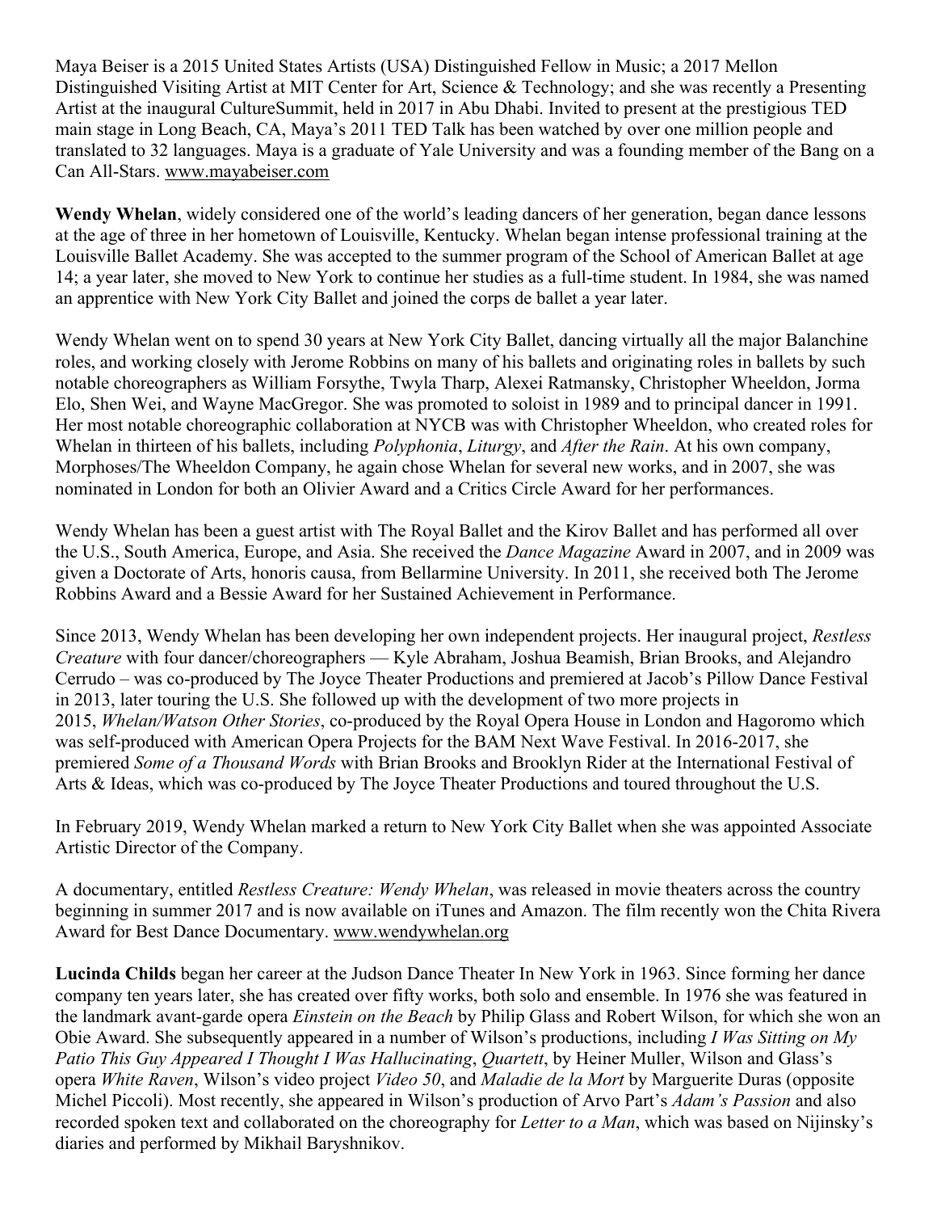Maya Beiser is a 2015 United States Artists (USA) Distinguished Fellow in Music; a 2017 Mellon Distinguished Visiting Artist at MIT Center for Art, Science & Technology; and she was recently a Presenting Artist at the inaugural CultureSummit, held in 2017 in Abu Dhabi. Invited to present at the prestigious TED main stage in Long Beach, CA, Maya's 2011 TED Talk has been watched by over one million people and translated to 32 languages. Maya is a graduate of Yale University and was a founding member of the Bang on a Can All-Stars. www.mayabeiser.com

**Wendy Whelan**, widely considered one of the world's leading dancers of her generation, began dance lessons at the age of three in her hometown of Louisville, Kentucky. Whelan began intense professional training at the Louisville Ballet Academy. She was accepted to the summer program of the School of American Ballet at age 14; a year later, she moved to New York to continue her studies as a full-time student. In 1984, she was named an apprentice with New York City Ballet and joined the corps de ballet a year later.

Wendy Whelan went on to spend 30 years at New York City Ballet, dancing virtually all the major Balanchine roles, and working closely with Jerome Robbins on many of his ballets and originating roles in ballets by such notable choreographers as William Forsythe, Twyla Tharp, Alexei Ratmansky, Christopher Wheeldon, Jorma Elo, Shen Wei, and Wayne MacGregor. She was promoted to soloist in 1989 and to principal dancer in 1991. Her most notable choreographic collaboration at NYCB was with Christopher Wheeldon, who created roles for Whelan in thirteen of his ballets, including *Polyphonia*, *Liturgy*, and *After the Rain*. At his own company, Morphoses/The Wheeldon Company, he again chose Whelan for several new works, and in 2007, she was nominated in London for both an Olivier Award and a Critics Circle Award for her performances.

Wendy Whelan has been a guest artist with The Royal Ballet and the Kirov Ballet and has performed all over the U.S., South America, Europe, and Asia. She received the *Dance Magazine* Award in 2007, and in 2009 was given a Doctorate of Arts, honoris causa, from Bellarmine University. In 2011, she received both The Jerome Robbins Award and a Bessie Award for her Sustained Achievement in Performance.

Since 2013, Wendy Whelan has been developing her own independent projects. Her inaugural project, *Restless Creature* with four dancer/choreographers — Kyle Abraham, Joshua Beamish, Brian Brooks, and Alejandro Cerrudo – was co-produced by The Joyce Theater Productions and premiered at Jacob's Pillow Dance Festival in 2013, later touring the U.S. She followed up with the development of two more projects in 2015, *Whelan/Watson Other Stories*, co-produced by the Royal Opera House in London and Hagoromo which was self-produced with American Opera Projects for the BAM Next Wave Festival. In 2016-2017, she premiered *Some of a Thousand Words* with Brian Brooks and Brooklyn Rider at the International Festival of Arts & Ideas, which was co-produced by The Joyce Theater Productions and toured throughout the U.S.

In February 2019, Wendy Whelan marked a return to New York City Ballet when she was appointed Associate Artistic Director of the Company.

A documentary, entitled *Restless Creature: Wendy Whelan*, was released in movie theaters across the country beginning in summer 2017 and is now available on iTunes and Amazon. The film recently won the Chita Rivera Award for Best Dance Documentary. www.wendywhelan.org

**Lucinda Childs** began her career at the Judson Dance Theater In New York in 1963. Since forming her dance company ten years later, she has created over fifty works, both solo and ensemble. In 1976 she was featured in the landmark avant-garde opera *Einstein on the Beach* by Philip Glass and Robert Wilson, for which she won an Obie Award. She subsequently appeared in a number of Wilson's productions, including *I Was Sitting on My Patio This Guy Appeared I Thought I Was Hallucinating*, *Quartett*, by Heiner Muller, Wilson and Glass's opera *White Raven*, Wilson's video project *Video 50*, and *Maladie de la Mort* by Marguerite Duras (opposite Michel Piccoli). Most recently, she appeared in Wilson's production of Arvo Part's *Adam's Passion* and also recorded spoken text and collaborated on the choreography for *Letter to a Man*, which was based on Nijinsky's diaries and performed by Mikhail Baryshnikov.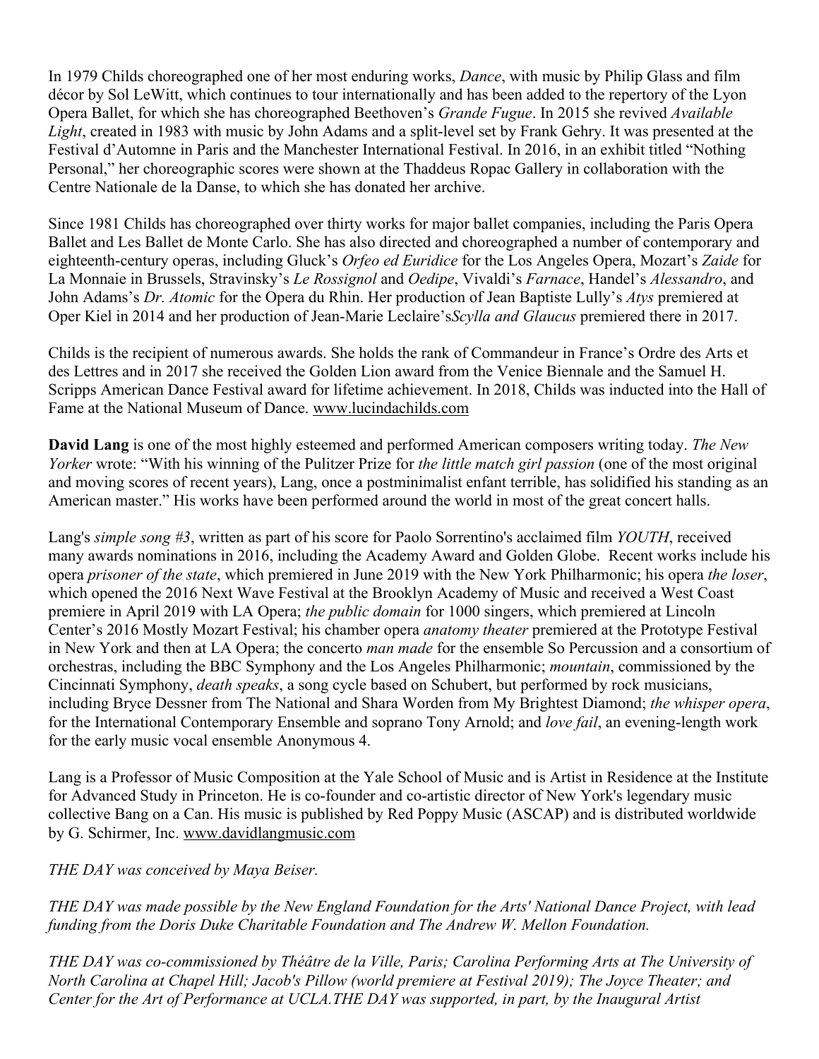In 1979 Childs choreographed one of her most enduring works, *Dance*, with music by Philip Glass and film décor by Sol LeWitt, which continues to tour internationally and has been added to the repertory of the Lyon Opera Ballet, for which she has choreographed Beethoven's *Grande Fugue*. In 2015 she revived *Available Light*, created in 1983 with music by John Adams and a split-level set by Frank Gehry. It was presented at the Festival d'Automne in Paris and the Manchester International Festival. In 2016, in an exhibit titled "Nothing Personal," her choreographic scores were shown at the Thaddeus Ropac Gallery in collaboration with the Centre Nationale de la Danse, to which she has donated her archive.

Since 1981 Childs has choreographed over thirty works for major ballet companies, including the Paris Opera Ballet and Les Ballet de Monte Carlo. She has also directed and choreographed a number of contemporary and eighteenth-century operas, including Gluck's *Orfeo ed Euridice* for the Los Angeles Opera, Mozart's *Zaide* for La Monnaie in Brussels, Stravinsky's *Le Rossignol* and *Oedipe*, Vivaldi's *Farnace*, Handel's *Alessandro*, and John Adams's *Dr. Atomic* for the Opera du Rhin. Her production of Jean Baptiste Lully's *Atys* premiered at Oper Kiel in 2014 and her production of Jean-Marie Leclaire's*Scylla and Glaucus* premiered there in 2017.

Childs is the recipient of numerous awards. She holds the rank of Commandeur in France's Ordre des Arts et des Lettres and in 2017 she received the Golden Lion award from the Venice Biennale and the Samuel H. Scripps American Dance Festival award for lifetime achievement. In 2018, Childs was inducted into the Hall of Fame at the National Museum of Dance. www.lucindachilds.com

**David Lang** is one of the most highly esteemed and performed American composers writing today. *The New Yorker* wrote: "With his winning of the Pulitzer Prize for *the little match girl passion* (one of the most original and moving scores of recent years), Lang, once a postminimalist enfant terrible, has solidified his standing as an American master." His works have been performed around the world in most of the great concert halls.

Lang's *simple song #3*, written as part of his score for Paolo Sorrentino's acclaimed film *YOUTH*, received many awards nominations in 2016, including the Academy Award and Golden Globe. Recent works include his opera *prisoner of the state*, which premiered in June 2019 with the New York Philharmonic; his opera *the loser*, which opened the 2016 Next Wave Festival at the Brooklyn Academy of Music and received a West Coast premiere in April 2019 with LA Opera; *the public domain* for 1000 singers, which premiered at Lincoln Center's 2016 Mostly Mozart Festival; his chamber opera *anatomy theater* premiered at the Prototype Festival in New York and then at LA Opera; the concerto *man made* for the ensemble So Percussion and a consortium of orchestras, including the BBC Symphony and the Los Angeles Philharmonic; *mountain*, commissioned by the Cincinnati Symphony, *death speaks*, a song cycle based on Schubert, but performed by rock musicians, including Bryce Dessner from The National and Shara Worden from My Brightest Diamond; *the whisper opera*, for the International Contemporary Ensemble and soprano Tony Arnold; and *love fail*, an evening-length work for the early music vocal ensemble Anonymous 4.

Lang is a Professor of Music Composition at the Yale School of Music and is Artist in Residence at the Institute for Advanced Study in Princeton. He is co-founder and co-artistic director of New York's legendary music collective Bang on a Can. His music is published by Red Poppy Music (ASCAP) and is distributed worldwide by G. Schirmer, Inc. www.davidlangmusic.com

*THE DAY was conceived by Maya Beiser.*

*THE DAY was made possible by the New England Foundation for the Arts' National Dance Project, with lead funding from the Doris Duke Charitable Foundation and The Andrew W. Mellon Foundation.*

*THE DAY was co-commissioned by Théâtre de la Ville, Paris; Carolina Performing Arts at The University of North Carolina at Chapel Hill; Jacob's Pillow (world premiere at Festival 2019); The Joyce Theater; and Center for the Art of Performance at UCLA.THE DAY was supported, in part, by the Inaugural Artist*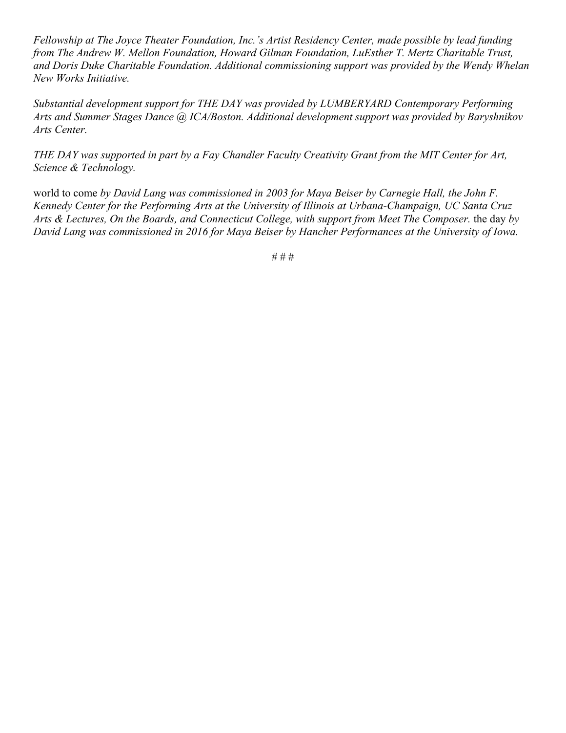*Fellowship at The Joyce Theater Foundation, Inc.'s Artist Residency Center, made possible by lead funding from The Andrew W. Mellon Foundation, Howard Gilman Foundation, LuEsther T. Mertz Charitable Trust, and Doris Duke Charitable Foundation. Additional commissioning support was provided by the Wendy Whelan New Works Initiative.*

*Substantial development support for THE DAY was provided by LUMBERYARD Contemporary Performing Arts and Summer Stages Dance @ ICA/Boston. Additional development support was provided by Baryshnikov Arts Center.*

*THE DAY was supported in part by a Fay Chandler Faculty Creativity Grant from the MIT Center for Art, Science & Technology.*

world to come *by David Lang was commissioned in 2003 for Maya Beiser by Carnegie Hall, the John F. Kennedy Center for the Performing Arts at the University of Illinois at Urbana-Champaign, UC Santa Cruz Arts & Lectures, On the Boards, and Connecticut College, with support from Meet The Composer.* the day *by David Lang was commissioned in 2016 for Maya Beiser by Hancher Performances at the University of Iowa.*

# # #